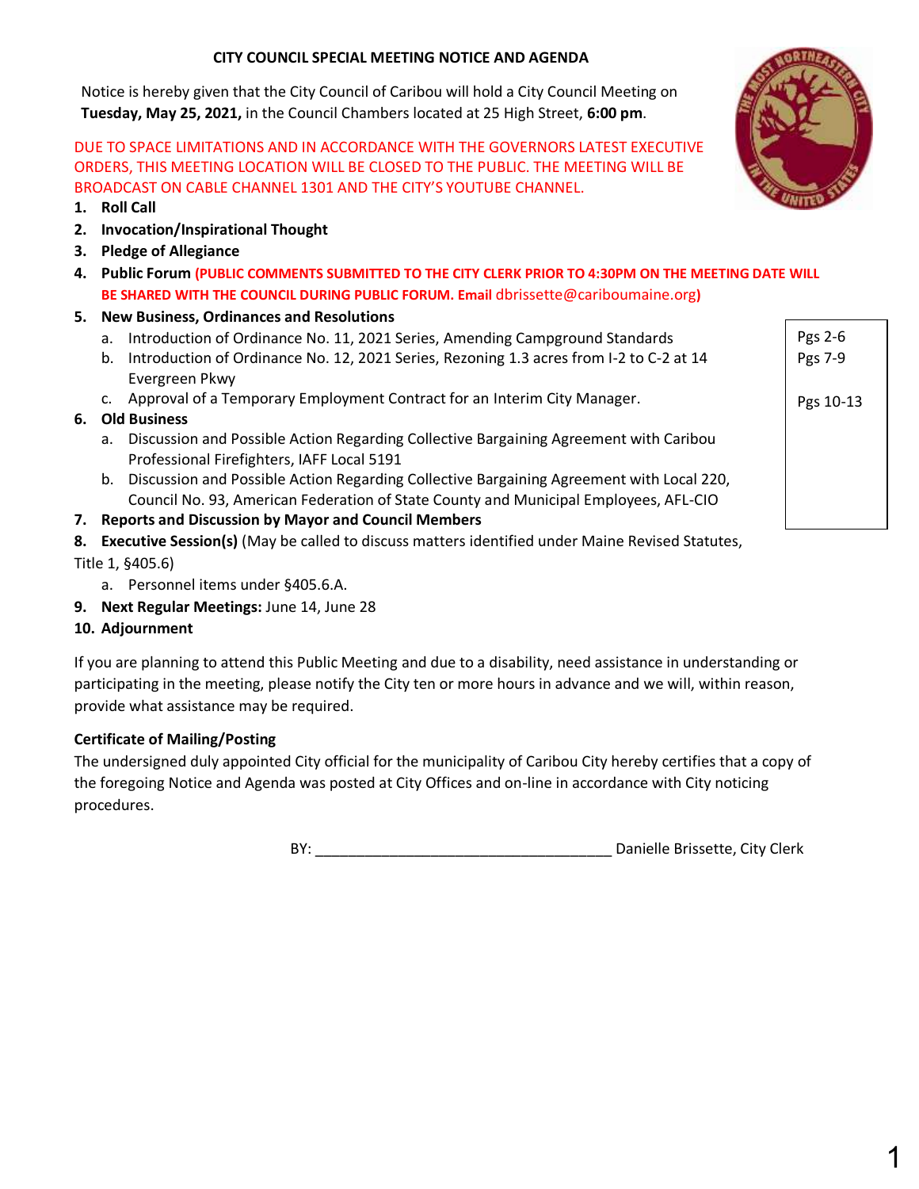# CITY COUNCIL SPECIAL MEETING NOTICE AND AGENDA

Notice is hereby given that the City Council of Caribou will hold a City Council Meeting on **Tuesday, May 25, 2021,** in the Council Chambers located at 25 High Street, **6:00 pm**.

DUE TO SPACE LIMITATIONS AND IN ACCORDANCE WITH THE GOVERNORS LATEST EXECUTIVE ORDERS, THIS MEETING LOCATION WILL BE CLOSED TO THE PUBLIC. THE MEETING WILL BE BROADCAST ON CABLE CHANNEL 1301 AND THE CITY'S YOUTUBE CHANNEL.

1. **Roll Call**
2. **Invocation/Inspirational Thought**
3. **Pledge of Allegiance**
4. **Public Forum** **(PUBLIC COMMENTS SUBMITTED TO THE CITY CLERK PRIOR TO 4:30PM ON THE MEETING DATE WILL BE SHARED WITH THE COUNCIL DURING PUBLIC FORUM. Email** dbrissette@cariboumaine.org**)**
5. **New Business, Ordinances and Resolutions**
   a. Introduction of Ordinance No. 11, 2021 Series, Amending Campground Standards — Pgs 2-6
   b. Introduction of Ordinance No. 12, 2021 Series, Rezoning 1.3 acres from I-2 to C-2 at 14 Evergreen Pkwy — Pgs 7-9
   c. Approval of a Temporary Employment Contract for an Interim City Manager. — Pgs 10-13
6. **Old Business**
   a. Discussion and Possible Action Regarding Collective Bargaining Agreement with Caribou Professional Firefighters, IAFF Local 5191
   b. Discussion and Possible Action Regarding Collective Bargaining Agreement with Local 220, Council No. 93, American Federation of State County and Municipal Employees, AFL-CIO
7. **Reports and Discussion by Mayor and Council Members**
8. **Executive Session(s)** (May be called to discuss matters identified under Maine Revised Statutes, Title 1, §405.6)
   a. Personnel items under §405.6.A.
9. **Next Regular Meetings:** June 14, June 28
10. **Adjournment**

If you are planning to attend this Public Meeting and due to a disability, need assistance in understanding or participating in the meeting, please notify the City ten or more hours in advance and we will, within reason, provide what assistance may be required.

**Certificate of Mailing/Posting**

The undersigned duly appointed City official for the municipality of Caribou City hereby certifies that a copy of the foregoing Notice and Agenda was posted at City Offices and on-line in accordance with City noticing procedures.

BY: ____________________________________ Danielle Brissette, City Clerk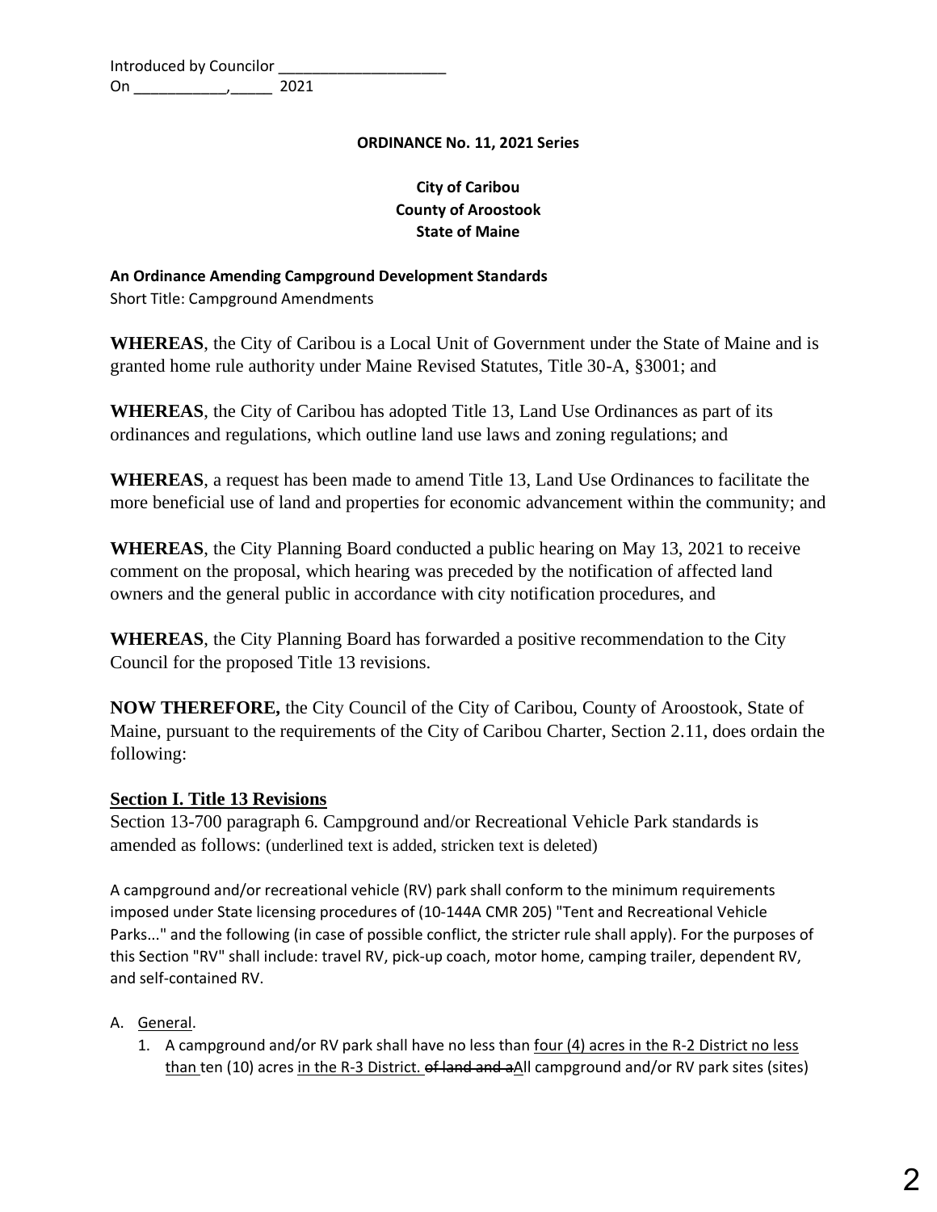Introduced by Councilor ____________________
On ___________,_____ 2021

**ORDINANCE No. 11, 2021 Series**

**City of Caribou**
**County of Aroostook**
**State of Maine**

**An Ordinance Amending Campground Development Standards**
Short Title: Campground Amendments

**WHEREAS**, the City of Caribou is a Local Unit of Government under the State of Maine and is granted home rule authority under Maine Revised Statutes, Title 30-A, §3001; and

**WHEREAS**, the City of Caribou has adopted Title 13, Land Use Ordinances as part of its ordinances and regulations, which outline land use laws and zoning regulations; and

**WHEREAS**, a request has been made to amend Title 13, Land Use Ordinances to facilitate the more beneficial use of land and properties for economic advancement within the community; and

**WHEREAS**, the City Planning Board conducted a public hearing on May 13, 2021 to receive comment on the proposal, which hearing was preceded by the notification of affected land owners and the general public in accordance with city notification procedures, and

**WHEREAS**, the City Planning Board has forwarded a positive recommendation to the City Council for the proposed Title 13 revisions.

**NOW THEREFORE,** the City Council of the City of Caribou, County of Aroostook, State of Maine, pursuant to the requirements of the City of Caribou Charter, Section 2.11, does ordain the following:

**<u>Section I. Title 13 Revisions</u>**

Section 13-700 paragraph 6. Campground and/or Recreational Vehicle Park standards is amended as follows: (underlined text is added, stricken text is deleted)

A campground and/or recreational vehicle (RV) park shall conform to the minimum requirements imposed under State licensing procedures of (10-144A CMR 205) "Tent and Recreational Vehicle Parks..." and the following (in case of possible conflict, the stricter rule shall apply). For the purposes of this Section "RV" shall include: travel RV, pick-up coach, motor home, camping trailer, dependent RV, and self-contained RV.

A. <u>General</u>.
   1. A campground and/or RV park shall have no less than <u>four (4) acres in the R-2 District no less than</u> ten (10) acres <u>in the R-3 District.</u> ~~of land and a~~<u>A</u>ll campground and/or RV park sites (sites)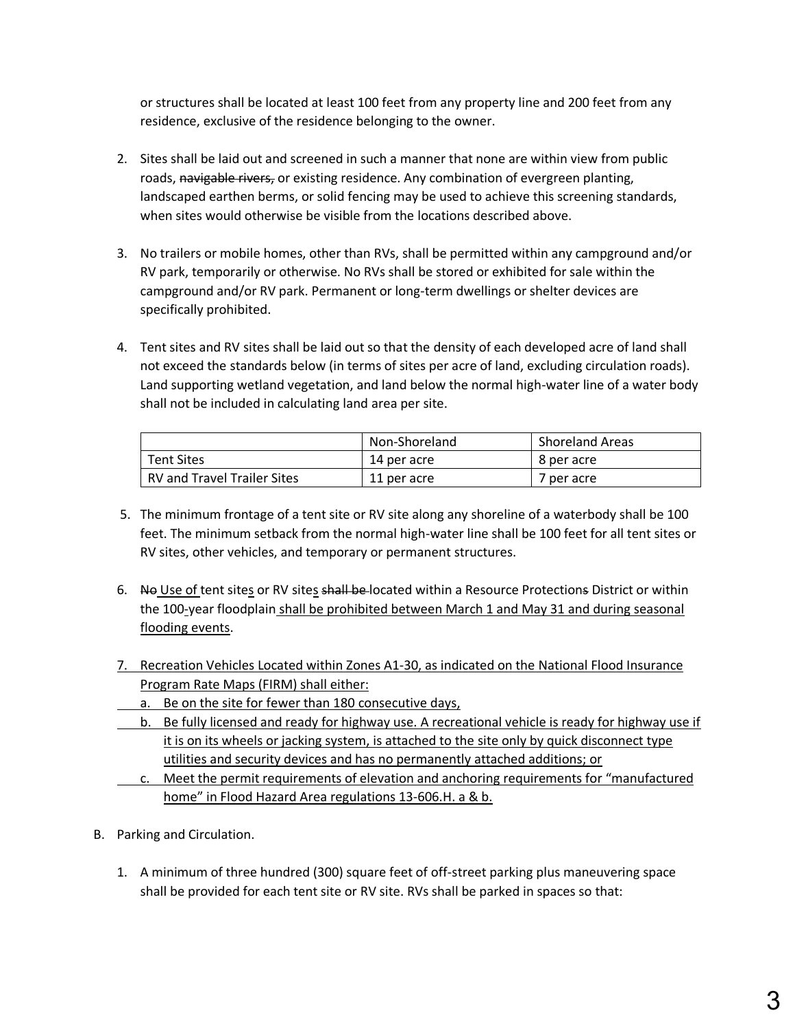or structures shall be located at least 100 feet from any property line and 200 feet from any residence, exclusive of the residence belonging to the owner.

2. Sites shall be laid out and screened in such a manner that none are within view from public roads, ~~navigable rivers,~~ or existing residence. Any combination of evergreen planting, landscaped earthen berms, or solid fencing may be used to achieve this screening standards, when sites would otherwise be visible from the locations described above.

3. No trailers or mobile homes, other than RVs, shall be permitted within any campground and/or RV park, temporarily or otherwise. No RVs shall be stored or exhibited for sale within the campground and/or RV park. Permanent or long-term dwellings or shelter devices are specifically prohibited.

4. Tent sites and RV sites shall be laid out so that the density of each developed acre of land shall not exceed the standards below (in terms of sites per acre of land, excluding circulation roads). Land supporting wetland vegetation, and land below the normal high-water line of a water body shall not be included in calculating land area per site.

| | Non-Shoreland | Shoreland Areas |
|---|---|---|
| Tent Sites | 14 per acre | 8 per acre |
| RV and Travel Trailer Sites | 11 per acre | 7 per acre |

5. The minimum frontage of a tent site or RV site along any shoreline of a waterbody shall be 100 feet. The minimum setback from the normal high-water line shall be 100 feet for all tent sites or RV sites, other vehicles, and temporary or permanent structures.

6. ~~No~~ <u>Use of</u> tent site<u>s</u> or RV site<u>s</u> ~~shall be~~ located within a Resource Protection~~s~~ District or within the 100<u>-</u>year floodplain <u>shall be prohibited between March 1 and May 31 and during seasonal flooding events</u>.

7. <u>Recreation Vehicles Located within Zones A1-30, as indicated on the National Flood Insurance Program Rate Maps (FIRM) shall either:</u>
   a. <u>Be on the site for fewer than 180 consecutive days,</u>
   b. <u>Be fully licensed and ready for highway use. A recreational vehicle is ready for highway use if it is on its wheels or jacking system, is attached to the site only by quick disconnect type utilities and security devices and has no permanently attached additions; or</u>
   c. <u>Meet the permit requirements of elevation and anchoring requirements for "manufactured home" in Flood Hazard Area regulations 13-606.H. a & b.</u>

B. Parking and Circulation.

1. A minimum of three hundred (300) square feet of off-street parking plus maneuvering space shall be provided for each tent site or RV site. RVs shall be parked in spaces so that: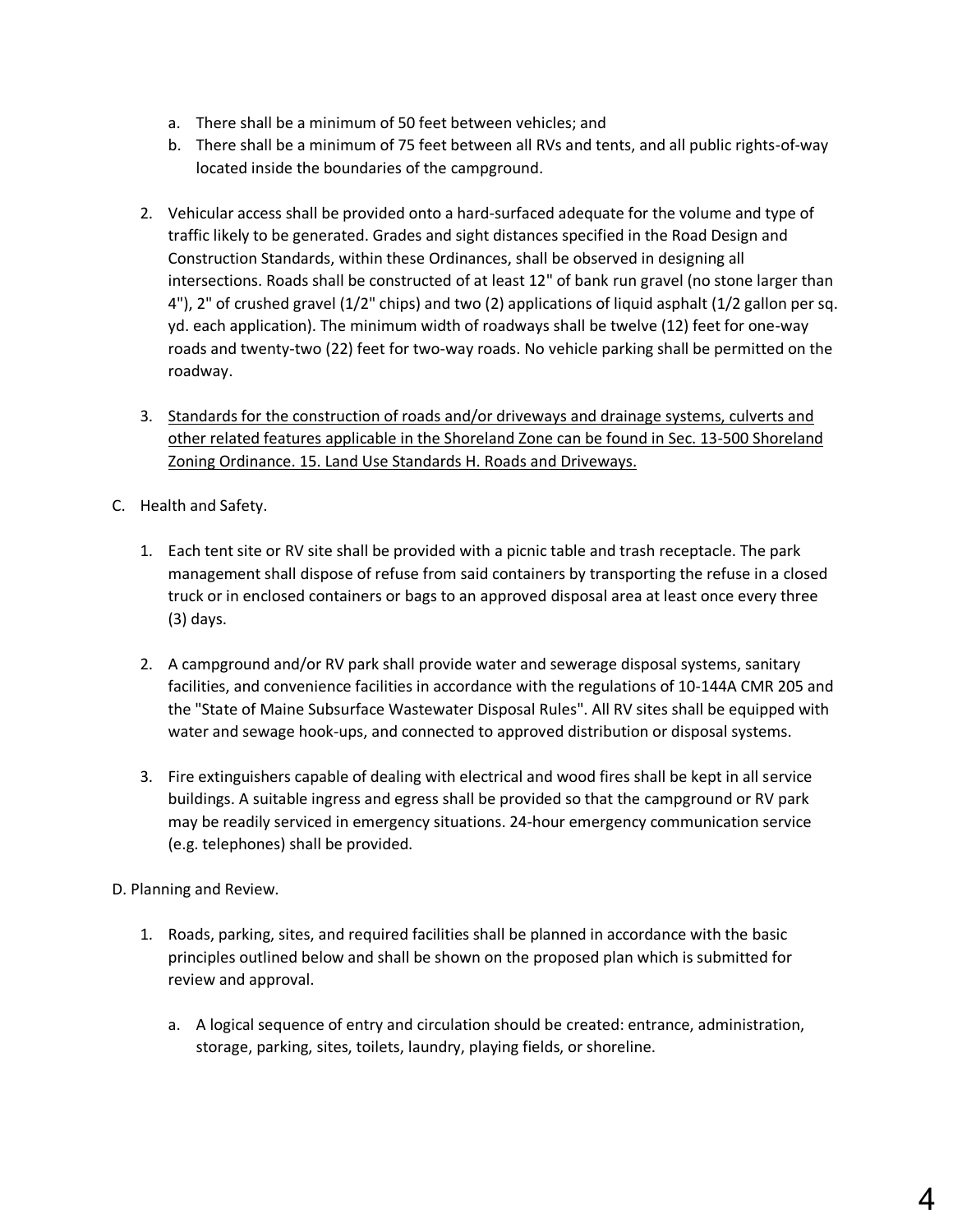a. There shall be a minimum of 50 feet between vehicles; and
b. There shall be a minimum of 75 feet between all RVs and tents, and all public rights-of-way located inside the boundaries of the campground.

2. Vehicular access shall be provided onto a hard-surfaced adequate for the volume and type of traffic likely to be generated. Grades and sight distances specified in the Road Design and Construction Standards, within these Ordinances, shall be observed in designing all intersections. Roads shall be constructed of at least 12" of bank run gravel (no stone larger than 4"), 2" of crushed gravel (1/2" chips) and two (2) applications of liquid asphalt (1/2 gallon per sq. yd. each application). The minimum width of roadways shall be twelve (12) feet for one-way roads and twenty-two (22) feet for two-way roads. No vehicle parking shall be permitted on the roadway.

3. <u>Standards for the construction of roads and/or driveways and drainage systems, culverts and other related features applicable in the Shoreland Zone can be found in Sec. 13-500 Shoreland Zoning Ordinance. 15. Land Use Standards H. Roads and Driveways.</u>

C. Health and Safety.

1. Each tent site or RV site shall be provided with a picnic table and trash receptacle. The park management shall dispose of refuse from said containers by transporting the refuse in a closed truck or in enclosed containers or bags to an approved disposal area at least once every three (3) days.

2. A campground and/or RV park shall provide water and sewerage disposal systems, sanitary facilities, and convenience facilities in accordance with the regulations of 10-144A CMR 205 and the "State of Maine Subsurface Wastewater Disposal Rules". All RV sites shall be equipped with water and sewage hook-ups, and connected to approved distribution or disposal systems.

3. Fire extinguishers capable of dealing with electrical and wood fires shall be kept in all service buildings. A suitable ingress and egress shall be provided so that the campground or RV park may be readily serviced in emergency situations. 24-hour emergency communication service (e.g. telephones) shall be provided.

D. Planning and Review.

1. Roads, parking, sites, and required facilities shall be planned in accordance with the basic principles outlined below and shall be shown on the proposed plan which is submitted for review and approval.

   a. A logical sequence of entry and circulation should be created: entrance, administration, storage, parking, sites, toilets, laundry, playing fields, or shoreline.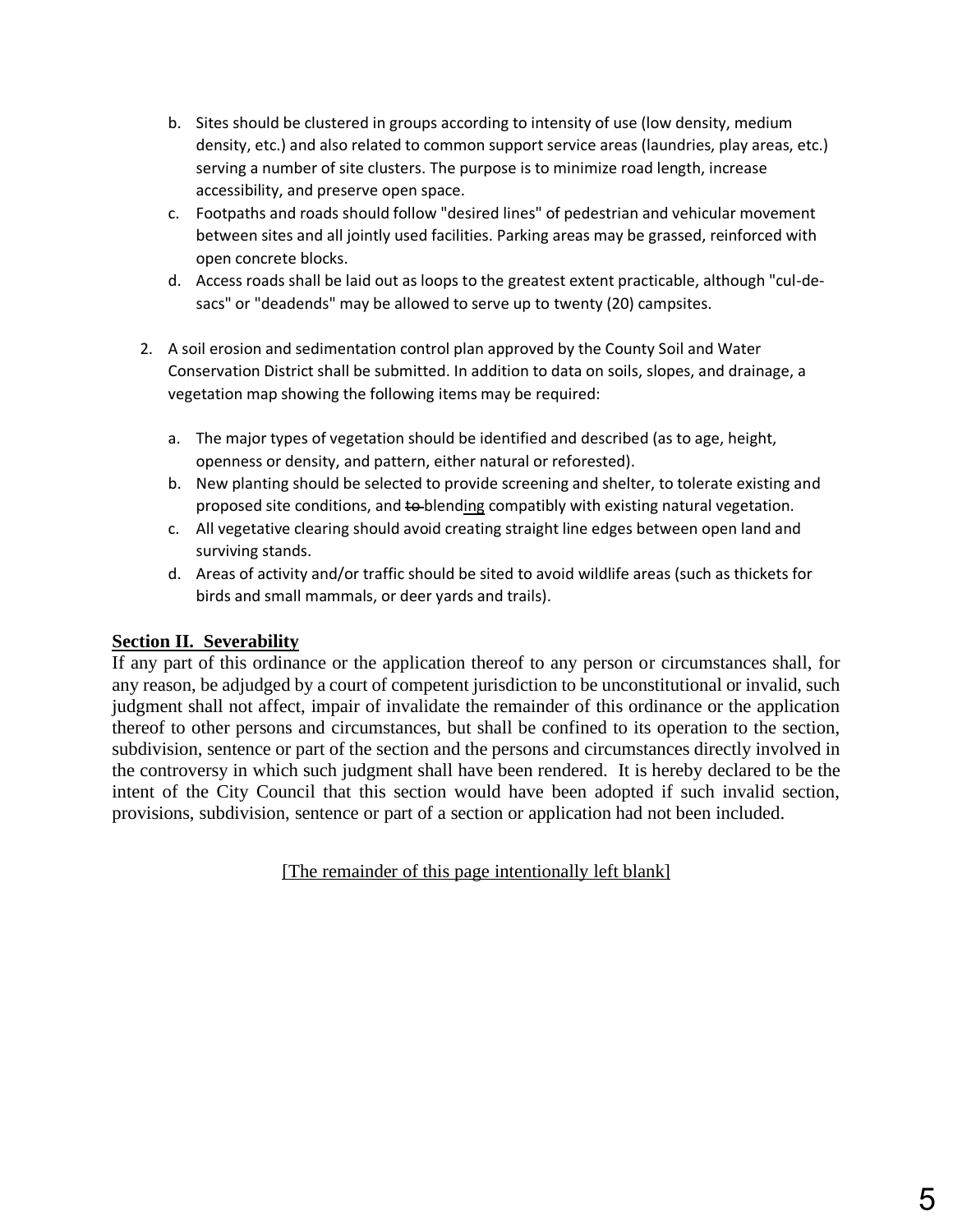b. Sites should be clustered in groups according to intensity of use (low density, medium density, etc.) and also related to common support service areas (laundries, play areas, etc.) serving a number of site clusters. The purpose is to minimize road length, increase accessibility, and preserve open space.
c. Footpaths and roads should follow "desired lines" of pedestrian and vehicular movement between sites and all jointly used facilities. Parking areas may be grassed, reinforced with open concrete blocks.
d. Access roads shall be laid out as loops to the greatest extent practicable, although "cul-de-sacs" or "deadends" may be allowed to serve up to twenty (20) campsites.

2. A soil erosion and sedimentation control plan approved by the County Soil and Water Conservation District shall be submitted. In addition to data on soils, slopes, and drainage, a vegetation map showing the following items may be required:

   a. The major types of vegetation should be identified and described (as to age, height, openness or density, and pattern, either natural or reforested).
   b. New planting should be selected to provide screening and shelter, to tolerate existing and proposed site conditions, and ~~to~~ blend<u>ing</u> compatibly with existing natural vegetation.
   c. All vegetative clearing should avoid creating straight line edges between open land and surviving stands.
   d. Areas of activity and/or traffic should be sited to avoid wildlife areas (such as thickets for birds and small mammals, or deer yards and trails).

**Section II. Severability**

If any part of this ordinance or the application thereof to any person or circumstances shall, for any reason, be adjudged by a court of competent jurisdiction to be unconstitutional or invalid, such judgment shall not affect, impair of invalidate the remainder of this ordinance or the application thereof to other persons and circumstances, but shall be confined to its operation to the section, subdivision, sentence or part of the section and the persons and circumstances directly involved in the controversy in which such judgment shall have been rendered. It is hereby declared to be the intent of the City Council that this section would have been adopted if such invalid section, provisions, subdivision, sentence or part of a section or application had not been included.

<u>[The remainder of this page intentionally left blank]</u>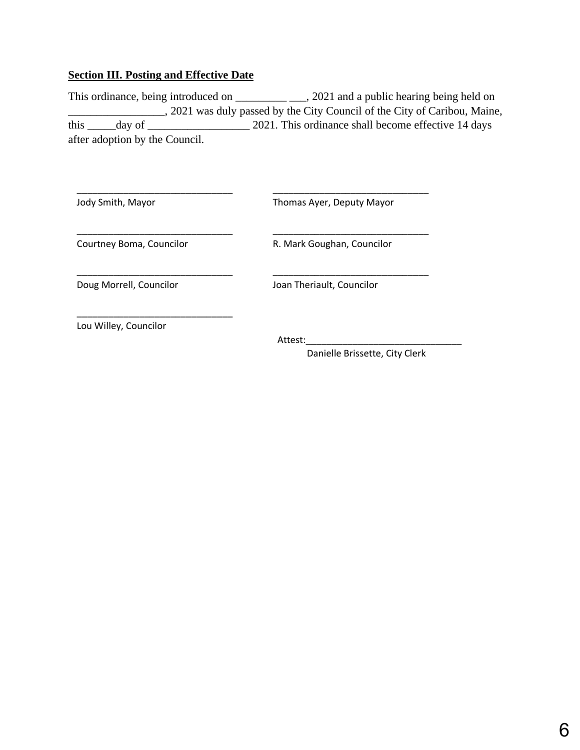**Section III. Posting and Effective Date**

This ordinance, being introduced on _________ ___, 2021 and a public hearing being held on _________________, 2021 was duly passed by the City Council of the City of Caribou, Maine, this _____day of __________________ 2021. This ordinance shall become effective 14 days after adoption by the Council.

| | |
|---|---|
| ______________________________ | ______________________________ |
| Jody Smith, Mayor | Thomas Ayer, Deputy Mayor |
| ______________________________ | ______________________________ |
| Courtney Boma, Councilor | R. Mark Goughan, Councilor |
| ______________________________ | ______________________________ |
| Doug Morrell, Councilor | Joan Theriault, Councilor |
| ______________________________ | |
| Lou Willey, Councilor | |

Attest:______________________________

Danielle Brissette, City Clerk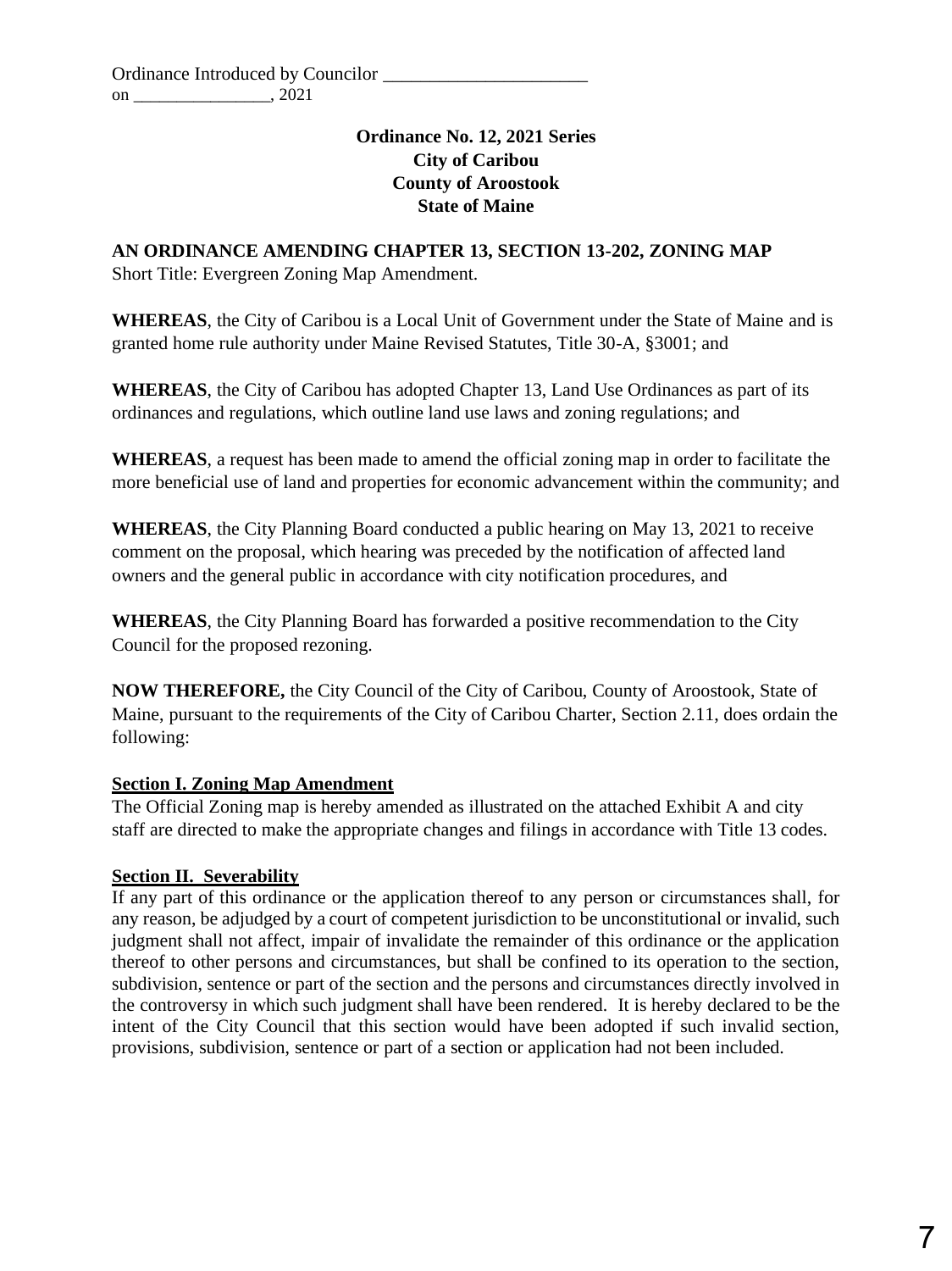Ordinance Introduced by Councilor _______________________
on ________________, 2021

**Ordinance No. 12, 2021 Series**
**City of Caribou**
**County of Aroostook**
**State of Maine**

**AN ORDINANCE AMENDING CHAPTER 13, SECTION 13-202, ZONING MAP**
Short Title: Evergreen Zoning Map Amendment.

**WHEREAS**, the City of Caribou is a Local Unit of Government under the State of Maine and is granted home rule authority under Maine Revised Statutes, Title 30-A, §3001; and

**WHEREAS**, the City of Caribou has adopted Chapter 13, Land Use Ordinances as part of its ordinances and regulations, which outline land use laws and zoning regulations; and

**WHEREAS**, a request has been made to amend the official zoning map in order to facilitate the more beneficial use of land and properties for economic advancement within the community; and

**WHEREAS**, the City Planning Board conducted a public hearing on May 13, 2021 to receive comment on the proposal, which hearing was preceded by the notification of affected land owners and the general public in accordance with city notification procedures, and

**WHEREAS**, the City Planning Board has forwarded a positive recommendation to the City Council for the proposed rezoning.

**NOW THEREFORE,** the City Council of the City of Caribou, County of Aroostook, State of Maine, pursuant to the requirements of the City of Caribou Charter, Section 2.11, does ordain the following:

**Section I. Zoning Map Amendment**
The Official Zoning map is hereby amended as illustrated on the attached Exhibit A and city staff are directed to make the appropriate changes and filings in accordance with Title 13 codes.

**Section II. Severability**
If any part of this ordinance or the application thereof to any person or circumstances shall, for any reason, be adjudged by a court of competent jurisdiction to be unconstitutional or invalid, such judgment shall not affect, impair of invalidate the remainder of this ordinance or the application thereof to other persons and circumstances, but shall be confined to its operation to the section, subdivision, sentence or part of the section and the persons and circumstances directly involved in the controversy in which such judgment shall have been rendered. It is hereby declared to be the intent of the City Council that this section would have been adopted if such invalid section, provisions, subdivision, sentence or part of a section or application had not been included.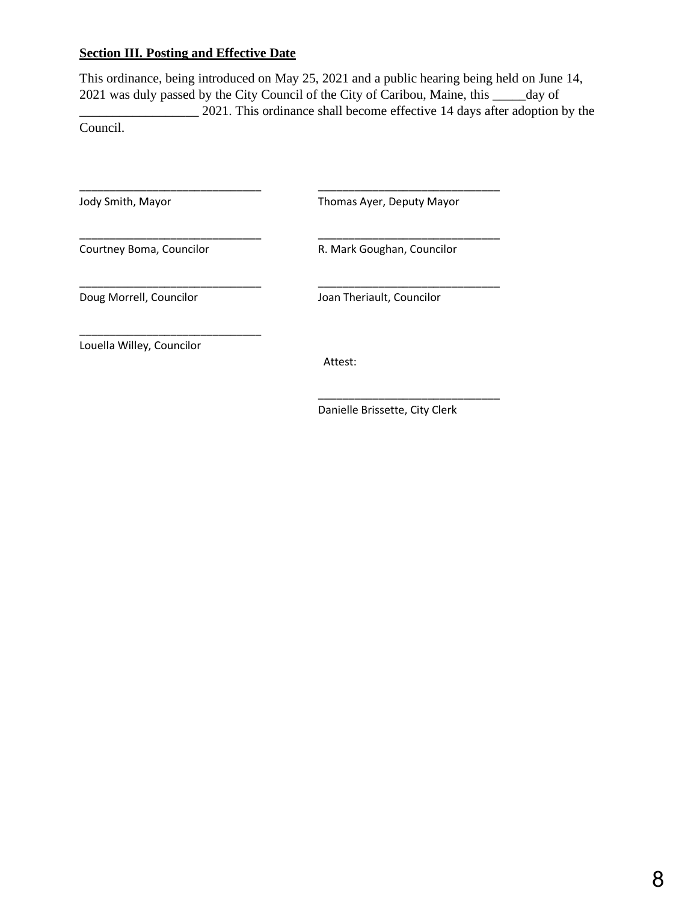**Section III. Posting and Effective Date**

This ordinance, being introduced on May 25, 2021 and a public hearing being held on June 14, 2021 was duly passed by the City Council of the City of Caribou, Maine, this _____day of _________________ 2021. This ordinance shall become effective 14 days after adopt​ion by the Council.

_____________________________
Jody Smith, Mayor

_____________________________
Thomas Ayer, Deputy Mayor

_____________________________
Courtney Boma, Councilor

_____________________________
R. Mark Goughan, Councilor

_____________________________
Doug Morrell, Councilor

_____________________________
Joan Theriault, Councilor

_____________________________
Louella Willey, Councilor

Attest:

_____________________________
Danielle Brissette, City Clerk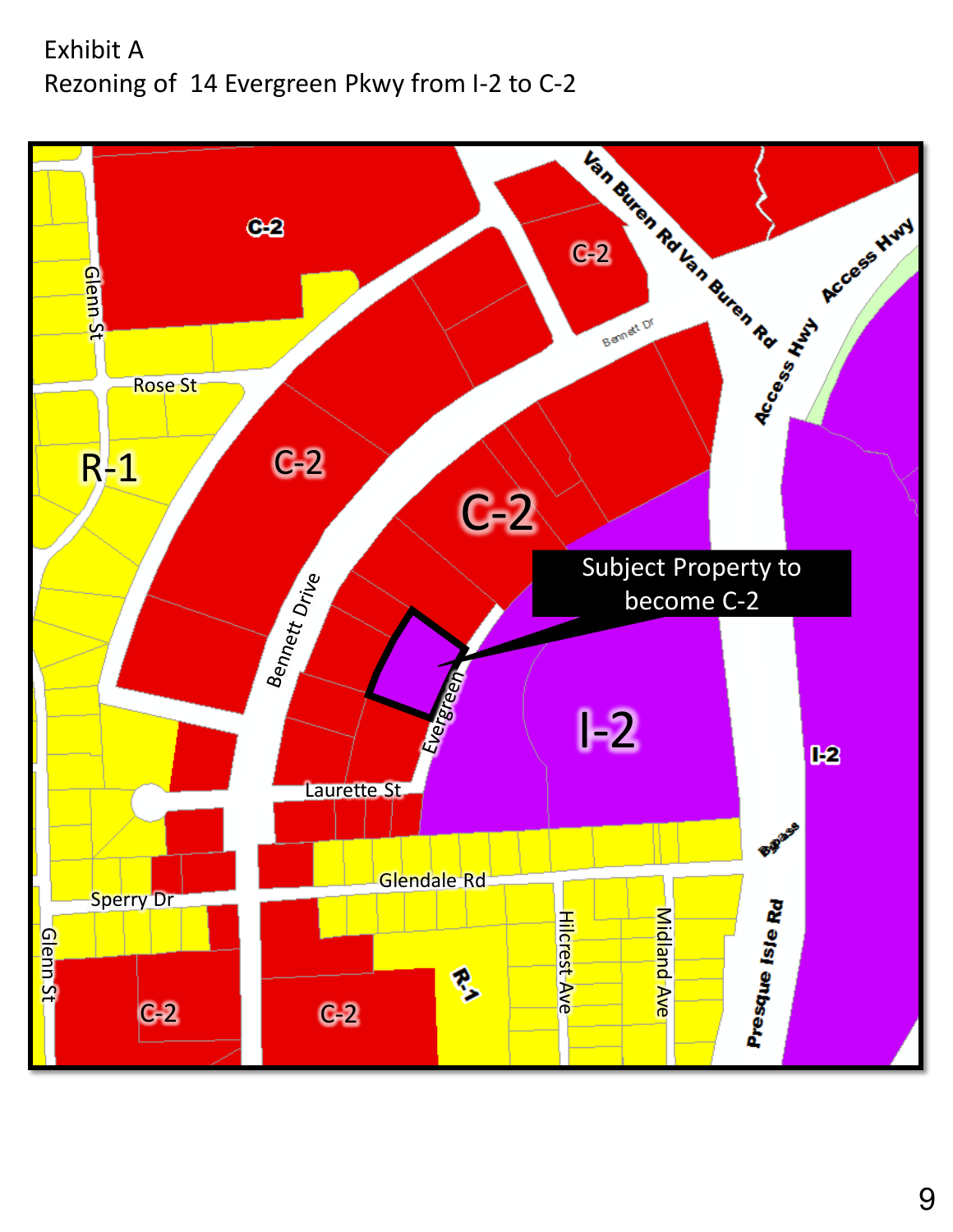Exhibit A

Rezoning of 14 Evergreen Pkwy from I-2 to C-2

C-2

C-2

Van Buren Rd

Van Buren Rd

Access Hwy

Access Hwy

Glenn St

Rose St

Bennett Dr

R-1

C-2

C-2

Subject Property to become C-2

Bennett Drive

Evergreen

I-2

I-2

Laurette St

Bypass

Glendale Rd

Sperry Dr

Glenn St

Hilcrest Ave

Midland Ave

Presque Isle Rd

C-2

C-2

R-1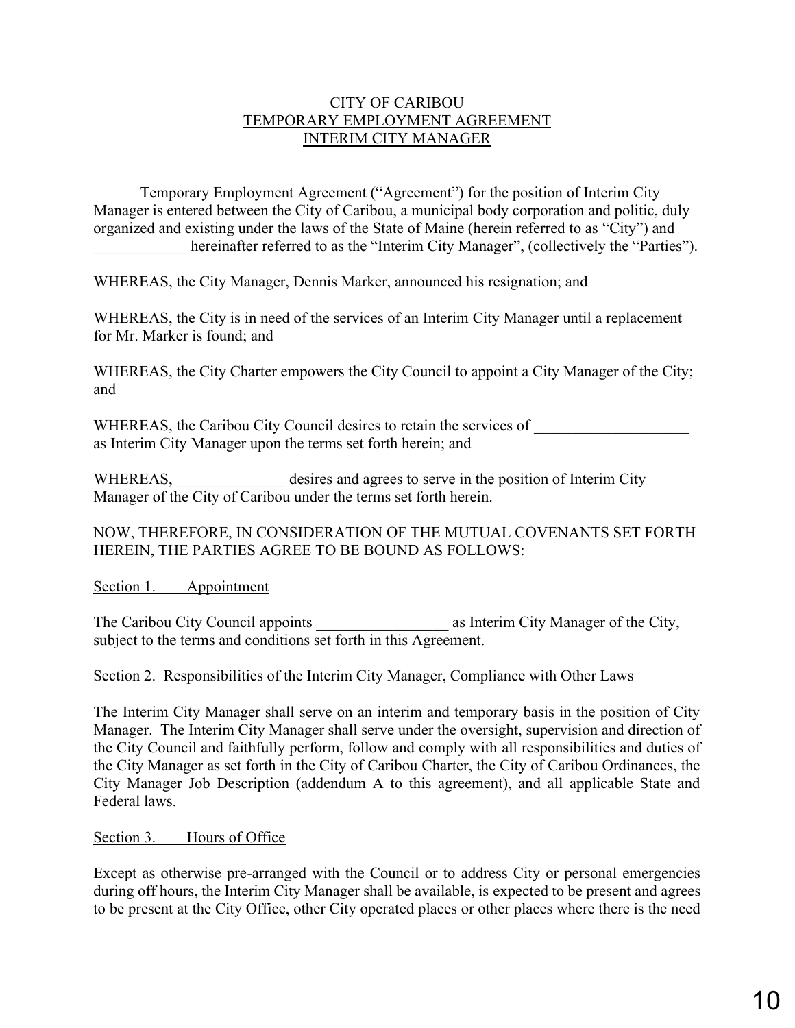CITY OF CARIBOU
TEMPORARY EMPLOYMENT AGREEMENT
INTERIM CITY MANAGER

Temporary Employment Agreement ("Agreement") for the position of Interim City Manager is entered between the City of Caribou, a municipal body corporation and politic, duly organized and existing under the laws of the State of Maine (herein referred to as "City") and ____________ hereinafter referred to as the "Interim City Manager", (collectively the "Parties").

WHEREAS, the City Manager, Dennis Marker, announced his resignation; and

WHEREAS, the City is in need of the services of an Interim City Manager until a replacement for Mr. Marker is found; and

WHEREAS, the City Charter empowers the City Council to appoint a City Manager of the City; and

WHEREAS, the Caribou City Council desires to retain the services of ____________________ as Interim City Manager upon the terms set forth herein; and

WHEREAS, ______________ desires and agrees to serve in the position of Interim City Manager of the City of Caribou under the terms set forth herein.

NOW, THEREFORE, IN CONSIDERATION OF THE MUTUAL COVENANTS SET FORTH HEREIN, THE PARTIES AGREE TO BE BOUND AS FOLLOWS:

Section 1. Appointment

The Caribou City Council appoints _________________ as Interim City Manager of the City, subject to the terms and conditions set forth in this Agreement.

Section 2. Responsibilities of the Interim City Manager, Compliance with Other Laws

The Interim City Manager shall serve on an interim and temporary basis in the position of City Manager. The Interim City Manager shall serve under the oversight, supervision and direction of the City Council and faithfully perform, follow and comply with all responsibilities and duties of the City Manager as set forth in the City of Caribou Charter, the City of Caribou Ordinances, the City Manager Job Description (addendum A to this agreement), and all applicable State and Federal laws.

Section 3. Hours of Office

Except as otherwise pre-arranged with the Council or to address City or personal emergencies during off hours, the Interim City Manager shall be available, is expected to be present and agrees to be present at the City Office, other City operated places or other places where there is the need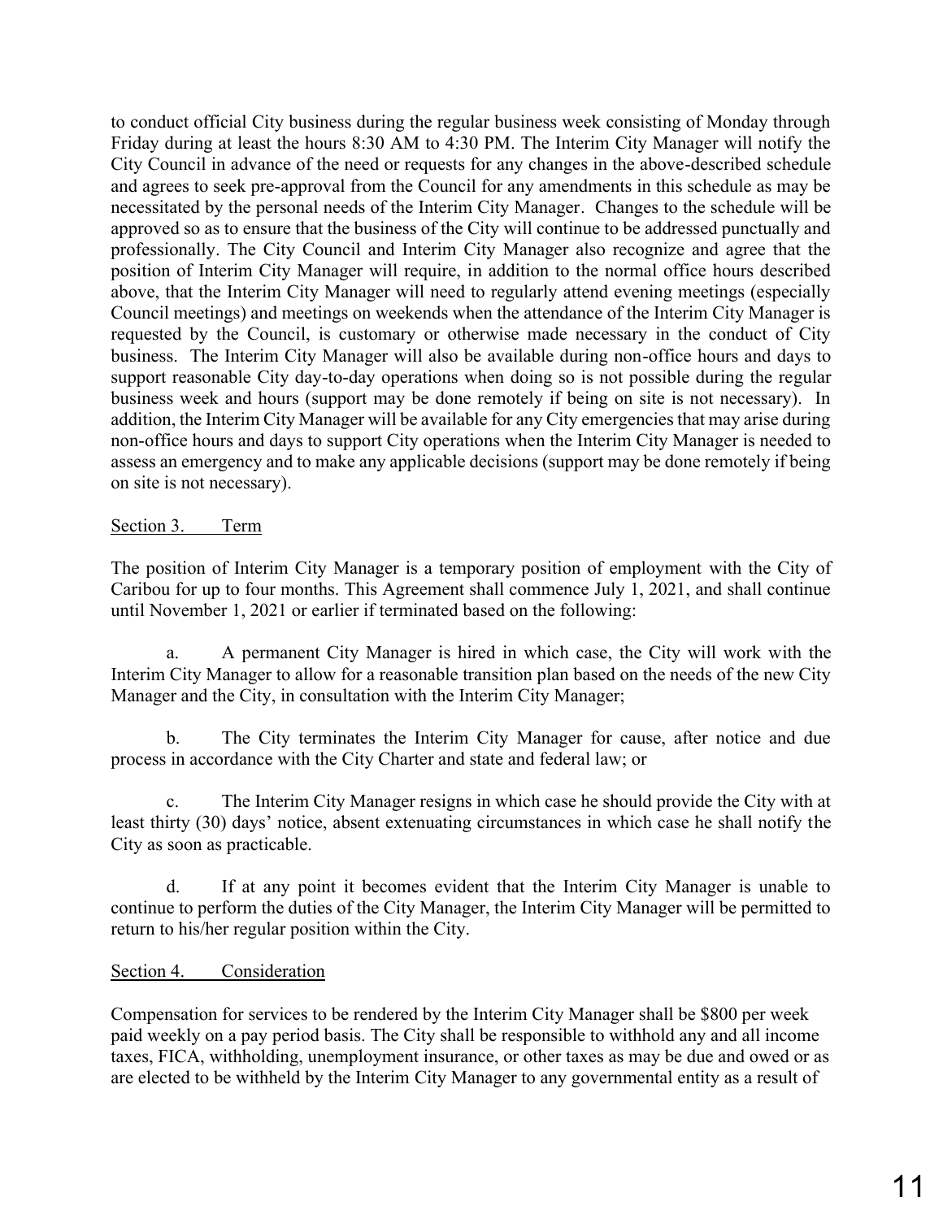to conduct official City business during the regular business week consisting of Monday through Friday during at least the hours 8:30 AM to 4:30 PM. The Interim City Manager will notify the City Council in advance of the need or requests for any changes in the above-described schedule and agrees to seek pre-approval from the Council for any amendments in this schedule as may be necessitated by the personal needs of the Interim City Manager. Changes to the schedule will be approved so as to ensure that the business of the City will continue to be addressed punctually and professionally. The City Council and Interim City Manager also recognize and agree that the position of Interim City Manager will require, in addition to the normal office hours described above, that the Interim City Manager will need to regularly attend evening meetings (especially Council meetings) and meetings on weekends when the attendance of the Interim City Manager is requested by the Council, is customary or otherwise made necessary in the conduct of City business. The Interim City Manager will also be available during non-office hours and days to support reasonable City day-to-day operations when doing so is not possible during the regular business week and hours (support may be done remotely if being on site is not necessary). In addition, the Interim City Manager will be available for any City emergencies that may arise during non-office hours and days to support City operations when the Interim City Manager is needed to assess an emergency and to make any applicable decisions (support may be done remotely if being on site is not necessary).

Section 3. Term

The position of Interim City Manager is a temporary position of employment with the City of Caribou for up to four months. This Agreement shall commence July 1, 2021, and shall continue until November 1, 2021 or earlier if terminated based on the following:

a. A permanent City Manager is hired in which case, the City will work with the Interim City Manager to allow for a reasonable transition plan based on the needs of the new City Manager and the City, in consultation with the Interim City Manager;

b. The City terminates the Interim City Manager for cause, after notice and due process in accordance with the City Charter and state and federal law; or

c. The Interim City Manager resigns in which case he should provide the City with at least thirty (30) days' notice, absent extenuating circumstances in which case he shall notify the City as soon as practicable.

d. If at any point it becomes evident that the Interim City Manager is unable to continue to perform the duties of the City Manager, the Interim City Manager will be permitted to return to his/her regular position within the City.

Section 4. Consideration

Compensation for services to be rendered by the Interim City Manager shall be $800 per week paid weekly on a pay period basis. The City shall be responsible to withhold any and all income taxes, FICA, withholding, unemployment insurance, or other taxes as may be due and owed or as are elected to be withheld by the Interim City Manager to any governmental entity as a result of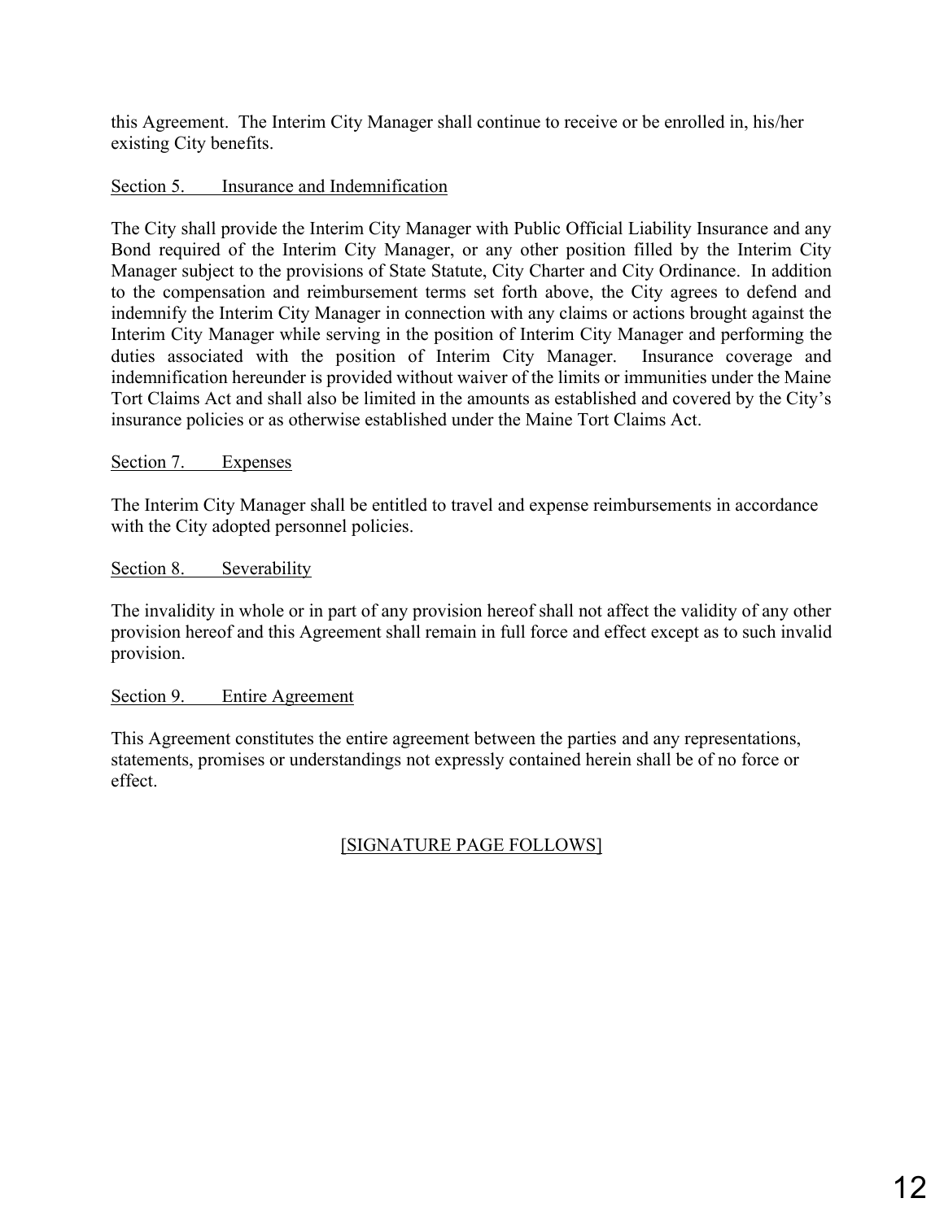this Agreement. The Interim City Manager shall continue to receive or be enrolled in, his/her existing City benefits.

Section 5. Insurance and Indemnification

The City shall provide the Interim City Manager with Public Official Liability Insurance and any Bond required of the Interim City Manager, or any other position filled by the Interim City Manager subject to the provisions of State Statute, City Charter and City Ordinance. In addition to the compensation and reimbursement terms set forth above, the City agrees to defend and indemnify the Interim City Manager in connection with any claims or actions brought against the Interim City Manager while serving in the position of Interim City Manager and performing the duties associated with the position of Interim City Manager. Insurance coverage and indemnification hereunder is provided without waiver of the limits or immunities under the Maine Tort Claims Act and shall also be limited in the amounts as established and covered by the City's insurance policies or as otherwise established under the Maine Tort Claims Act.

Section 7. Expenses

The Interim City Manager shall be entitled to travel and expense reimbursements in accordance with the City adopted personnel policies.

Section 8. Severability

The invalidity in whole or in part of any provision hereof shall not affect the validity of any other provision hereof and this Agreement shall remain in full force and effect except as to such invalid provision.

Section 9. Entire Agreement

This Agreement constitutes the entire agreement between the parties and any representations, statements, promises or understandings not expressly contained herein shall be of no force or effect.

[SIGNATURE PAGE FOLLOWS]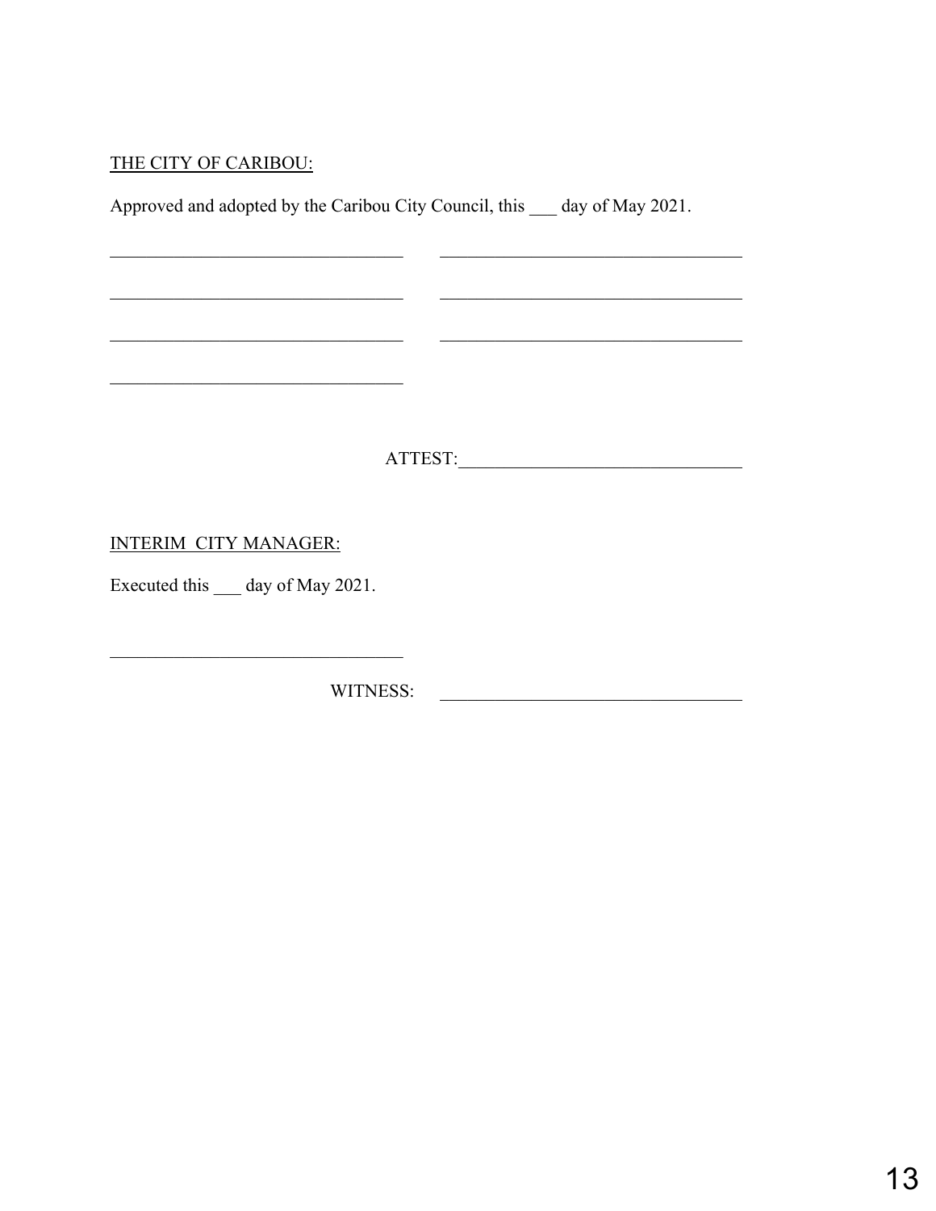<u>THE CITY OF CARIBOU:</u>

Approved and adopted by the Caribou City Council, this ___ day of May 2021.

_________________________________ _________________________________

_________________________________ _________________________________

_________________________________ _________________________________

_________________________________

ATTEST:_______________________________

<u>INTERIM CITY MANAGER:</u>

Executed this ___ day of May 2021.

_________________________________

WITNESS: _________________________________